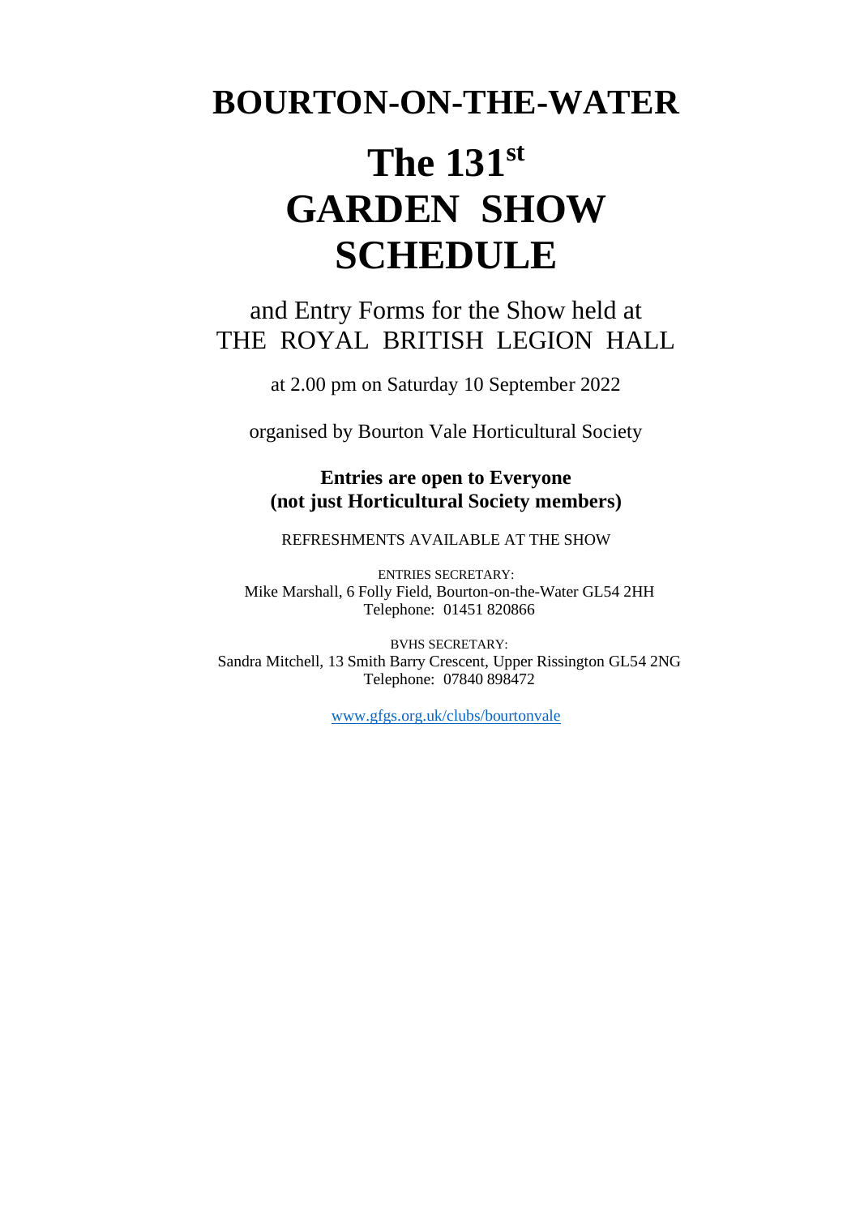# BOURTON-ON-THE-WATER

# The 131st GARDEN SHOW SCHEDULE

and Entry Forms for the Show held at
THE ROYAL BRITISH LEGION HALL

at 2.00 pm on Saturday 10 September 2022

organised by Bourton Vale Horticultural Society

**Entries are open to Everyone**
**(not just Horticultural Society members)**

REFRESHMENTS AVAILABLE AT THE SHOW

ENTRIES SECRETARY:
Mike Marshall, 6 Folly Field, Bourton-on-the-Water GL54 2HH
Telephone: 01451 820866

BVHS SECRETARY:
Sandra Mitchell, 13 Smith Barry Crescent, Upper Rissington GL54 2NG
Telephone: 07840 898472

www.gfgs.org.uk/clubs/bourtonvale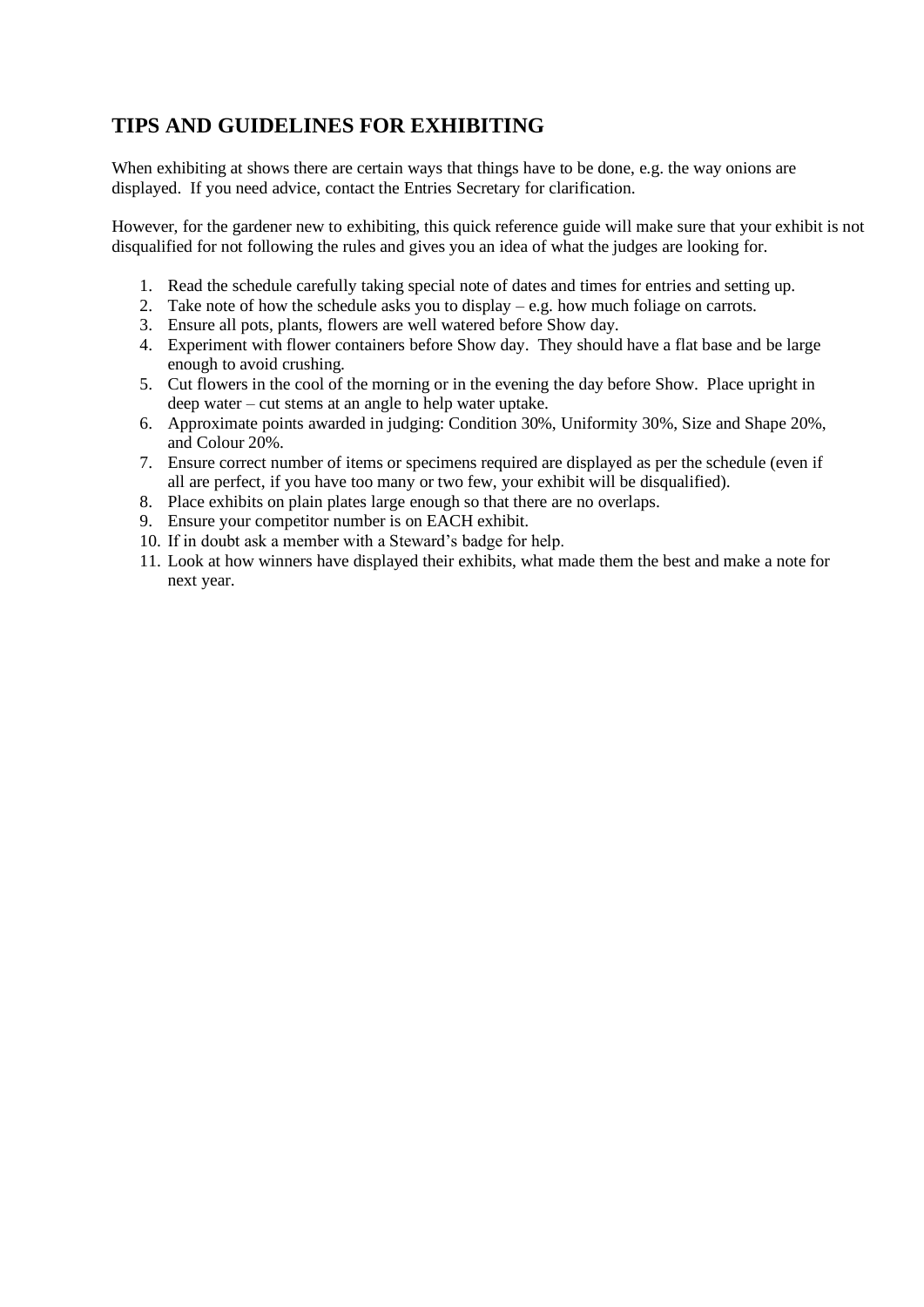## TIPS AND GUIDELINES FOR EXHIBITING

When exhibiting at shows there are certain ways that things have to be done, e.g. the way onions are displayed. If you need advice, contact the Entries Secretary for clarification.

However, for the gardener new to exhibiting, this quick reference guide will make sure that your exhibit is not disqualified for not following the rules and gives you an idea of what the judges are looking for.

1. Read the schedule carefully taking special note of dates and times for entries and setting up.
2. Take note of how the schedule asks you to display – e.g. how much foliage on carrots.
3. Ensure all pots, plants, flowers are well watered before Show day.
4. Experiment with flower containers before Show day. They should have a flat base and be large enough to avoid crushing.
5. Cut flowers in the cool of the morning or in the evening the day before Show. Place upright in deep water – cut stems at an angle to help water uptake.
6. Approximate points awarded in judging: Condition 30%, Uniformity 30%, Size and Shape 20%, and Colour 20%.
7. Ensure correct number of items or specimens required are displayed as per the schedule (even if all are perfect, if you have too many or two few, your exhibit will be disqualified).
8. Place exhibits on plain plates large enough so that there are no overlaps.
9. Ensure your competitor number is on EACH exhibit.
10. If in doubt ask a member with a Steward's badge for help.
11. Look at how winners have displayed their exhibits, what made them the best and make a note for next year.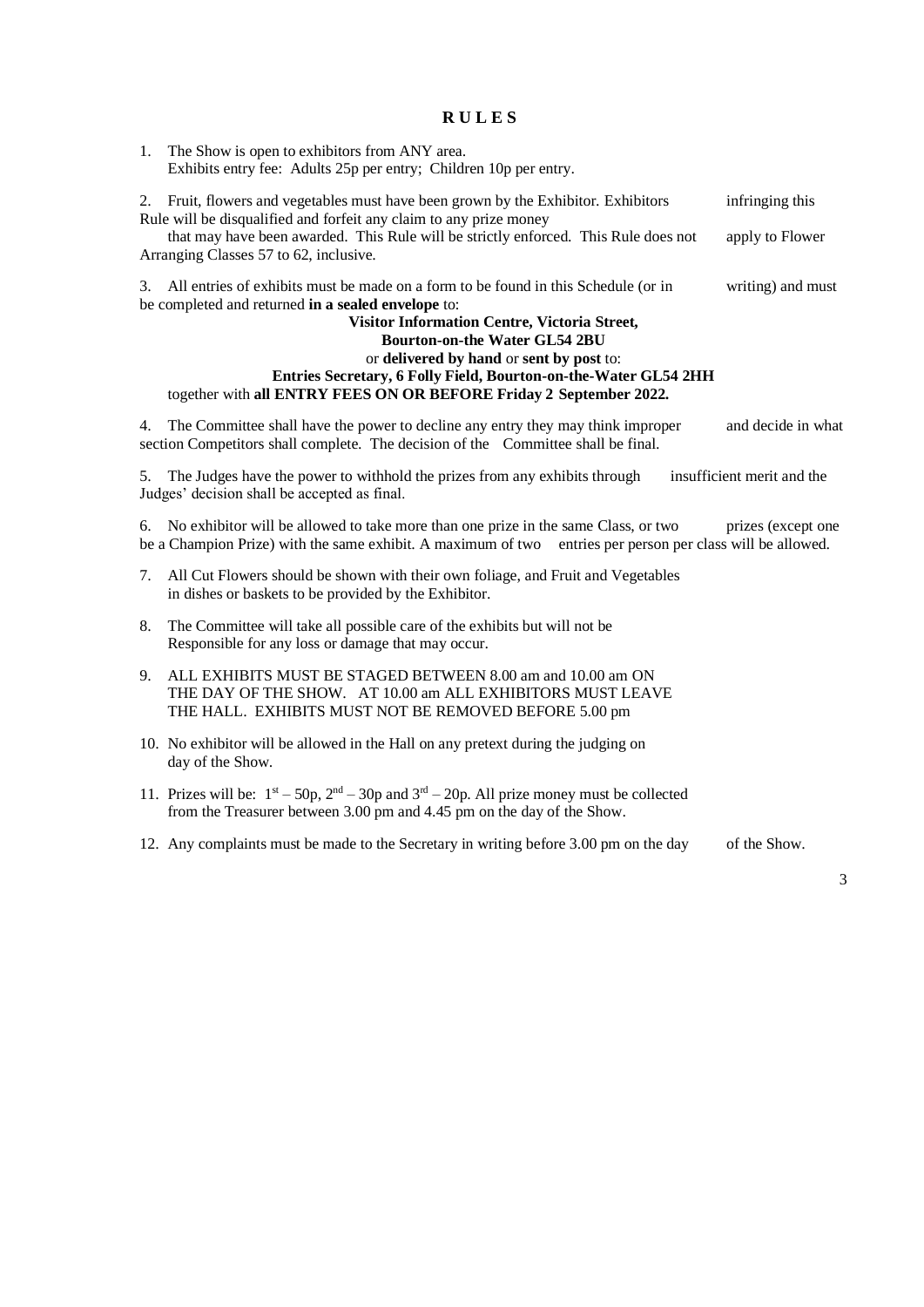# R U L E S

1. The Show is open to exhibitors from ANY area.
   Exhibits entry fee: Adults 25p per entry; Children 10p per entry.

2. Fruit, flowers and vegetables must have been grown by the Exhibitor. Exhibitors infringing this Rule will be disqualified and forfeit any claim to any prize money that may have been awarded. This Rule will be strictly enforced. This Rule does not apply to Flower Arranging Classes 57 to 62, inclusive.

3. All entries of exhibits must be made on a form to be found in this Schedule (or in writing) and must be completed and returned **in a sealed envelope** to:

   **Visitor Information Centre, Victoria Street,**
   **Bourton-on-the Water GL54 2BU**
   or **delivered by hand** or **sent by post** to:
   **Entries Secretary, 6 Folly Field, Bourton-on-the-Water GL54 2HH**

   together with **all ENTRY FEES ON OR BEFORE Friday 2 September 2022.**

4. The Committee shall have the power to decline any entry they may think improper and decide in what section Competitors shall complete. The decision of the Committee shall be final.

5. The Judges have the power to withhold the prizes from any exhibits through insufficient merit and the Judges' decision shall be accepted as final.

6. No exhibitor will be allowed to take more than one prize in the same Class, or two prizes (except one be a Champion Prize) with the same exhibit. A maximum of two entries per person per class will be allowed.

7. All Cut Flowers should be shown with their own foliage, and Fruit and Vegetables in dishes or baskets to be provided by the Exhibitor.

8. The Committee will take all possible care of the exhibits but will not be Responsible for any loss or damage that may occur.

9. ALL EXHIBITS MUST BE STAGED BETWEEN 8.00 am and 10.00 am ON THE DAY OF THE SHOW. AT 10.00 am ALL EXHIBITORS MUST LEAVE THE HALL. EXHIBITS MUST NOT BE REMOVED BEFORE 5.00 pm

10. No exhibitor will be allowed in the Hall on any pretext during the judging on day of the Show.

11. Prizes will be: 1st – 50p, 2nd – 30p and 3rd – 20p. All prize money must be collected from the Treasurer between 3.00 pm and 4.45 pm on the day of the Show.

12. Any complaints must be made to the Secretary in writing before 3.00 pm on the day of the Show.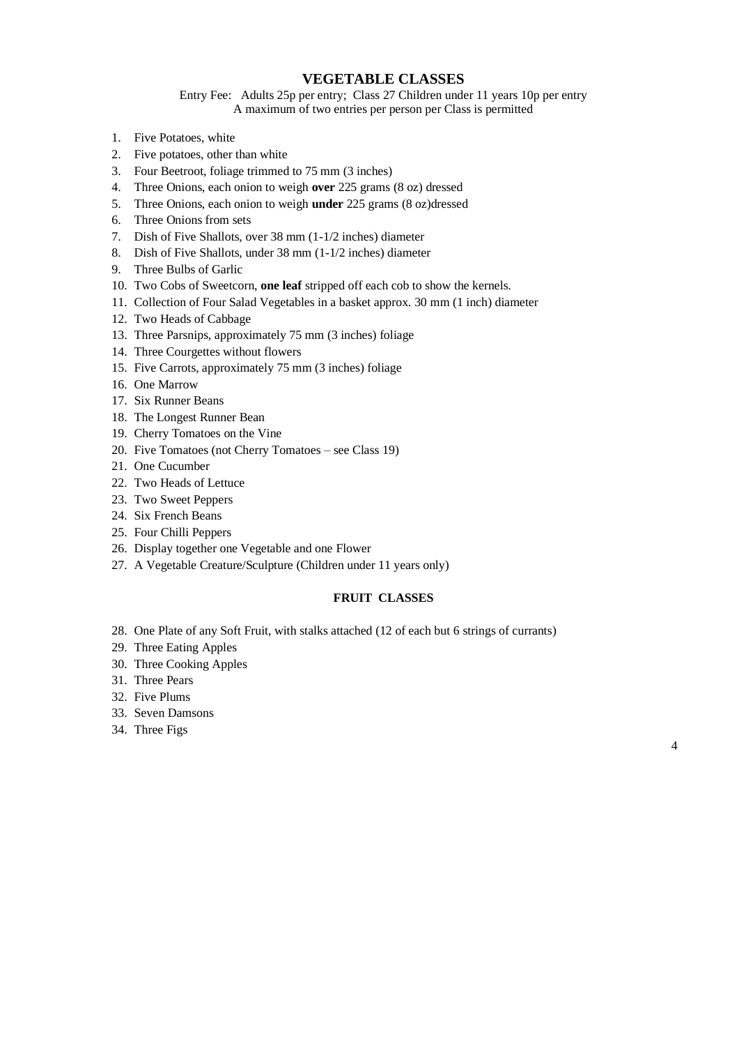## VEGETABLE CLASSES

Entry Fee: Adults 25p per entry; Class 27 Children under 11 years 10p per entry
A maximum of two entries per person per Class is permitted

1. Five Potatoes, white
2. Five potatoes, other than white
3. Four Beetroot, foliage trimmed to 75 mm (3 inches)
4. Three Onions, each onion to weigh **over** 225 grams (8 oz) dressed
5. Three Onions, each onion to weigh **under** 225 grams (8 oz)dressed
6. Three Onions from sets
7. Dish of Five Shallots, over 38 mm (1-1/2 inches) diameter
8. Dish of Five Shallots, under 38 mm (1-1/2 inches) diameter
9. Three Bulbs of Garlic
10. Two Cobs of Sweetcorn, **one leaf** stripped off each cob to show the kernels.
11. Collection of Four Salad Vegetables in a basket approx. 30 mm (1 inch) diameter
12. Two Heads of Cabbage
13. Three Parsnips, approximately 75 mm (3 inches) foliage
14. Three Courgettes without flowers
15. Five Carrots, approximately 75 mm (3 inches) foliage
16. One Marrow
17. Six Runner Beans
18. The Longest Runner Bean
19. Cherry Tomatoes on the Vine
20. Five Tomatoes (not Cherry Tomatoes – see Class 19)
21. One Cucumber
22. Two Heads of Lettuce
23. Two Sweet Peppers
24. Six French Beans
25. Four Chilli Peppers
26. Display together one Vegetable and one Flower
27. A Vegetable Creature/Sculpture (Children under 11 years only)

### FRUIT CLASSES

28. One Plate of any Soft Fruit, with stalks attached (12 of each but 6 strings of currants)
29. Three Eating Apples
30. Three Cooking Apples
31. Three Pears
32. Five Plums
33. Seven Damsons
34. Three Figs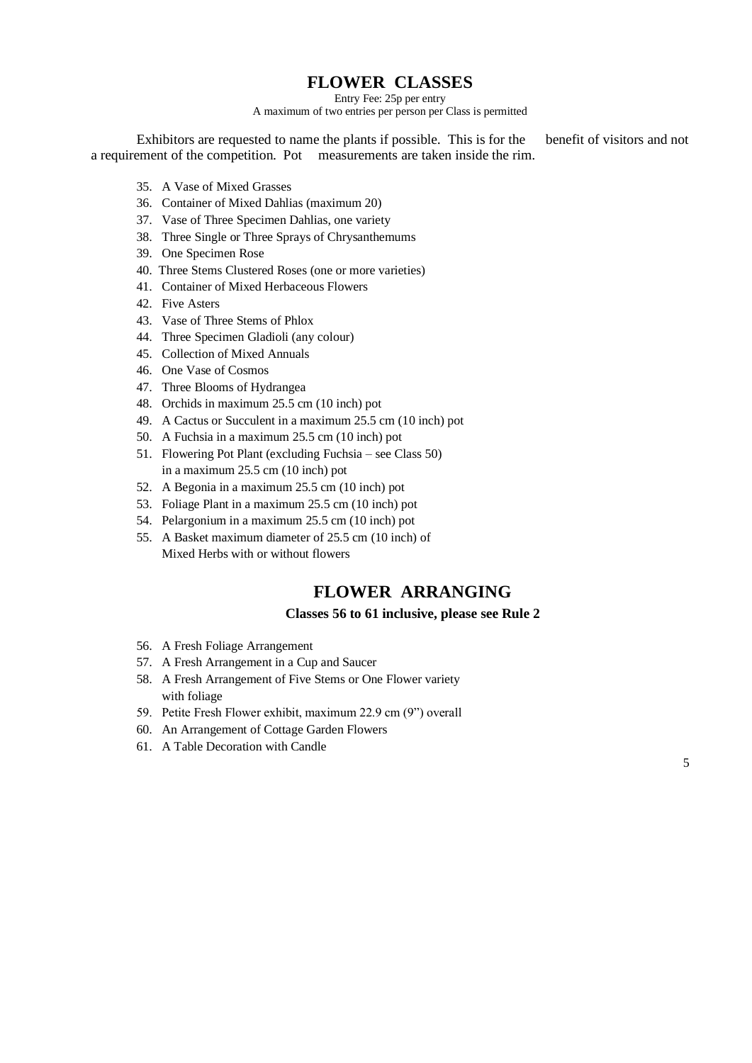# FLOWER CLASSES

Entry Fee: 25p per entry

A maximum of two entries per person per Class is permitted

Exhibitors are requested to name the plants if possible. This is for the benefit of visitors and not a requirement of the competition. Pot measurements are taken inside the rim.

35. A Vase of Mixed Grasses
36. Container of Mixed Dahlias (maximum 20)
37. Vase of Three Specimen Dahlias, one variety
38. Three Single or Three Sprays of Chrysanthemums
39. One Specimen Rose
40. Three Stems Clustered Roses (one or more varieties)
41. Container of Mixed Herbaceous Flowers
42. Five Asters
43. Vase of Three Stems of Phlox
44. Three Specimen Gladioli (any colour)
45. Collection of Mixed Annuals
46. One Vase of Cosmos
47. Three Blooms of Hydrangea
48. Orchids in maximum 25.5 cm (10 inch) pot
49. A Cactus or Succulent in a maximum 25.5 cm (10 inch) pot
50. A Fuchsia in a maximum 25.5 cm (10 inch) pot
51. Flowering Pot Plant (excluding Fuchsia – see Class 50) in a maximum 25.5 cm (10 inch) pot
52. A Begonia in a maximum 25.5 cm (10 inch) pot
53. Foliage Plant in a maximum 25.5 cm (10 inch) pot
54. Pelargonium in a maximum 25.5 cm (10 inch) pot
55. A Basket maximum diameter of 25.5 cm (10 inch) of Mixed Herbs with or without flowers

# FLOWER ARRANGING

**Classes 56 to 61 inclusive, please see Rule 2**

56. A Fresh Foliage Arrangement
57. A Fresh Arrangement in a Cup and Saucer
58. A Fresh Arrangement of Five Stems or One Flower variety with foliage
59. Petite Fresh Flower exhibit, maximum 22.9 cm (9”) overall
60. An Arrangement of Cottage Garden Flowers
61. A Table Decoration with Candle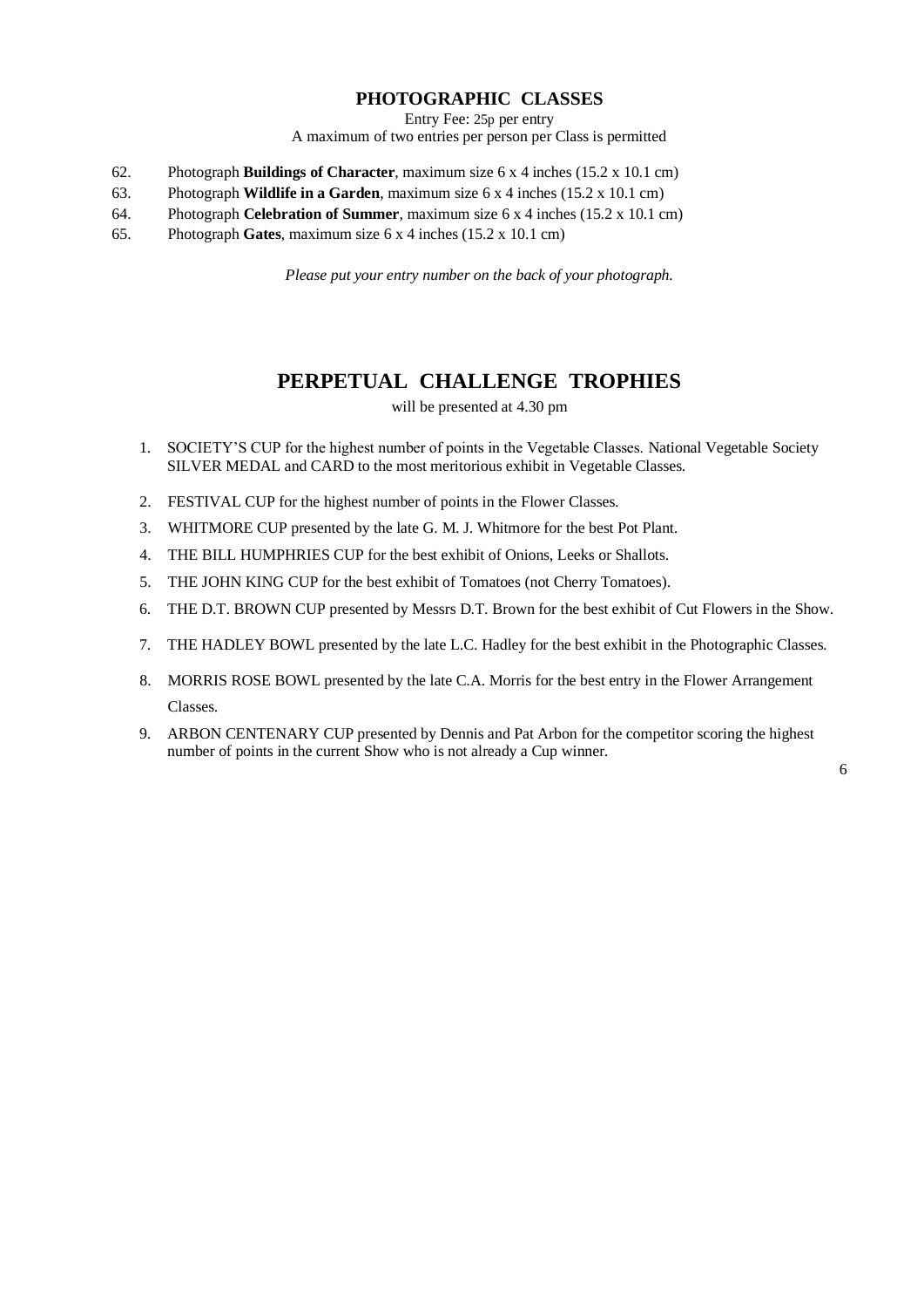## PHOTOGRAPHIC CLASSES

Entry Fee: 25p per entry
A maximum of two entries per person per Class is permitted

62. Photograph **Buildings of Character**, maximum size 6 x 4 inches (15.2 x 10.1 cm)
63. Photograph **Wildlife in a Garden**, maximum size 6 x 4 inches (15.2 x 10.1 cm)
64. Photograph **Celebration of Summer**, maximum size 6 x 4 inches (15.2 x 10.1 cm)
65. Photograph **Gates**, maximum size 6 x 4 inches (15.2 x 10.1 cm)

*Please put your entry number on the back of your photograph.*

## PERPETUAL CHALLENGE TROPHIES

will be presented at 4.30 pm

1. SOCIETY'S CUP for the highest number of points in the Vegetable Classes. National Vegetable Society SILVER MEDAL and CARD to the most meritorious exhibit in Vegetable Classes.
2. FESTIVAL CUP for the highest number of points in the Flower Classes.
3. WHITMORE CUP presented by the late G. M. J. Whitmore for the best Pot Plant.
4. THE BILL HUMPHRIES CUP for the best exhibit of Onions, Leeks or Shallots.
5. THE JOHN KING CUP for the best exhibit of Tomatoes (not Cherry Tomatoes).
6. THE D.T. BROWN CUP presented by Messrs D.T. Brown for the best exhibit of Cut Flowers in the Show.
7. THE HADLEY BOWL presented by the late L.C. Hadley for the best exhibit in the Photographic Classes.
8. MORRIS ROSE BOWL presented by the late C.A. Morris for the best entry in the Flower Arrangement Classes.
9. ARBON CENTENARY CUP presented by Dennis and Pat Arbon for the competitor scoring the highest number of points in the current Show who is not already a Cup winner.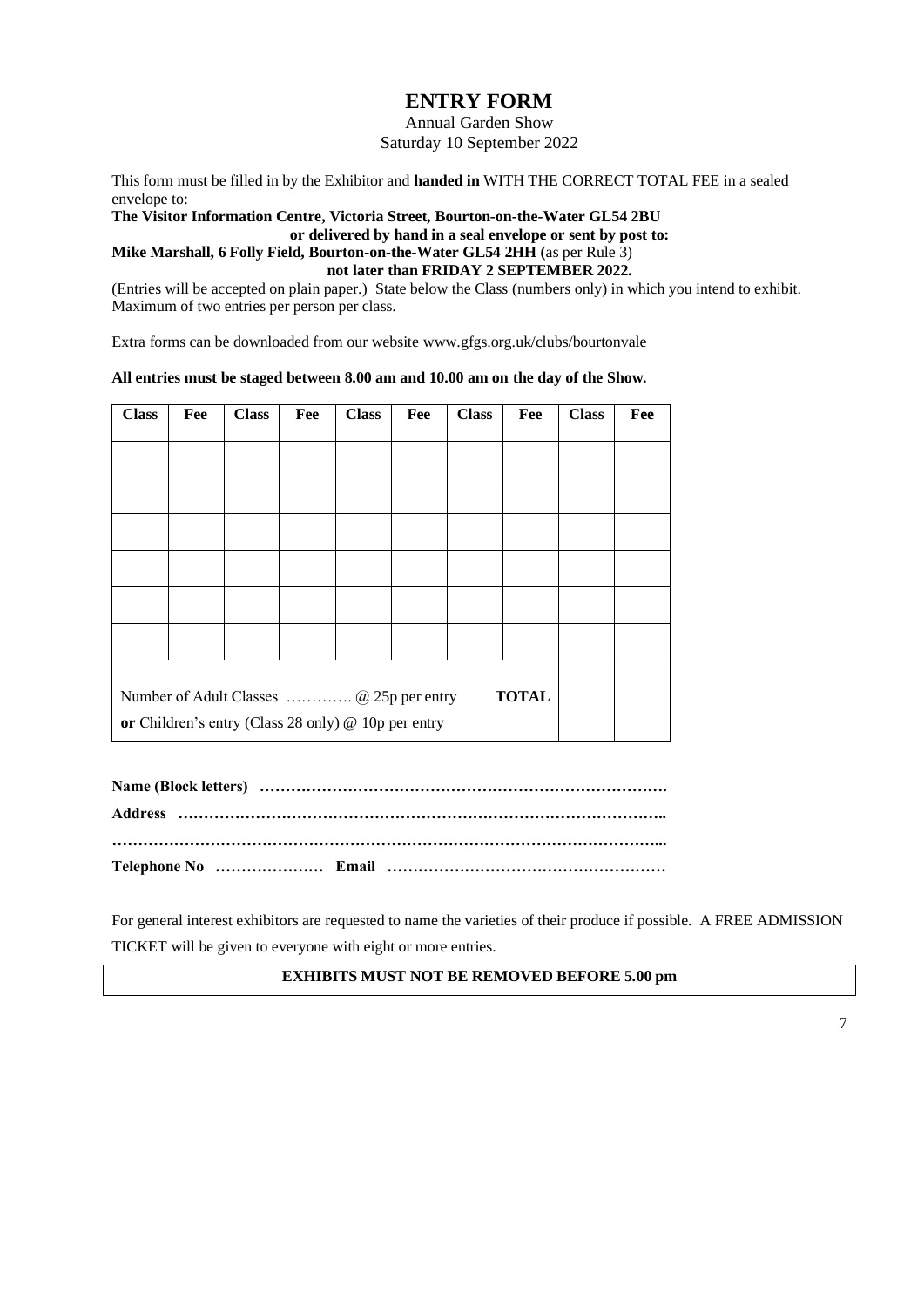# ENTRY FORM

Annual Garden Show
Saturday 10 September 2022

This form must be filled in by the Exhibitor and **handed in** WITH THE CORRECT TOTAL FEE in a sealed envelope to:

**The Visitor Information Centre, Victoria Street, Bourton-on-the-Water GL54 2BU**
**or delivered by hand in a seal envelope or sent by post to:**
**Mike Marshall, 6 Folly Field, Bourton-on-the-Water GL54 2HH (**as per Rule 3)
**not later than FRIDAY 2 SEPTEMBER 2022.**

(Entries will be accepted on plain paper.) State below the Class (numbers only) in which you intend to exhibit. Maximum of two entries per person per class.

Extra forms can be downloaded from our website www.gfgs.org.uk/clubs/bourtonvale

**All entries must be staged between 8.00 am and 10.00 am on the day of the Show.**

| Class | Fee | Class | Fee | Class | Fee | Class | Fee | Class | Fee |
|---|---|---|---|---|---|---|---|---|---|
| | | | | | | | | | |
| | | | | | | | | | |
| | | | | | | | | | |
| | | | | | | | | | |
| | | | | | | | | | |
| | | | | | | | | | |
| Number of Adult Classes …………. @ 25p per entry **or** Children's entry (Class 28 only) @ 10p per entry | | | | | | | **TOTAL** | | |

**Name (Block letters) …………………………………………………………………….**

**Address ……………………………………………………………………………………..**

**…………………………………………………………………………………………...**

**Telephone No ………………… Email ………………………………………………**

For general interest exhibitors are requested to name the varieties of their produce if possible. A FREE ADMISSION TICKET will be given to everyone with eight or more entries.

**EXHIBITS MUST NOT BE REMOVED BEFORE 5.00 pm**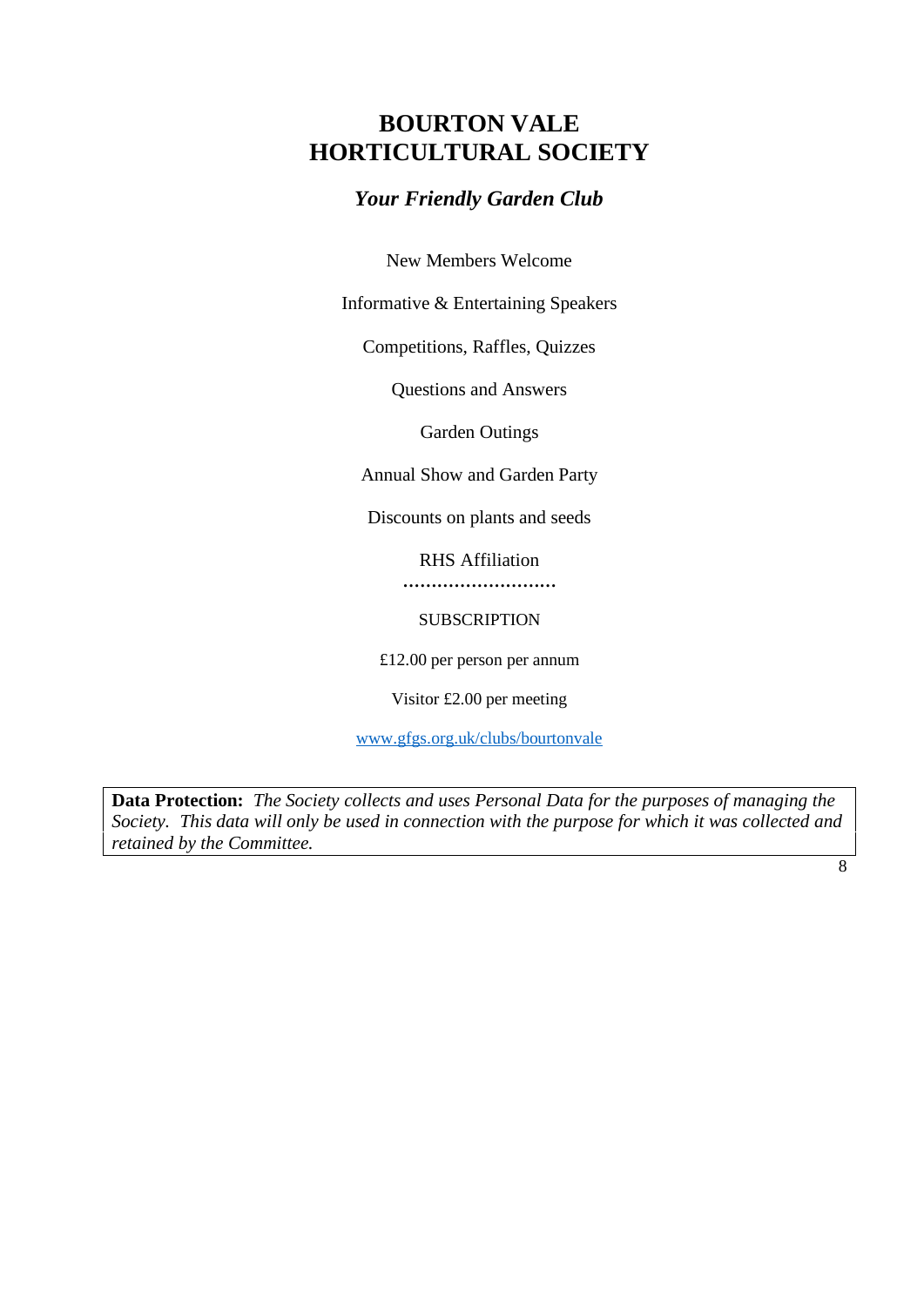# BOURTON VALE HORTICULTURAL SOCIETY

## *Your Friendly Garden Club*

New Members Welcome

Informative & Entertaining Speakers

Competitions, Raffles, Quizzes

Questions and Answers

Garden Outings

Annual Show and Garden Party

Discounts on plants and seeds

RHS Affiliation

..........................

SUBSCRIPTION

£12.00 per person per annum

Visitor £2.00 per meeting

[www.gfgs.org.uk/clubs/bourtonvale](http://www.gfgs.org.uk/clubs/bourtonvale)

**Data Protection:** *The Society collects and uses Personal Data for the purposes of managing the Society. This data will only be used in connection with the purpose for which it was collected and retained by the Committee.*